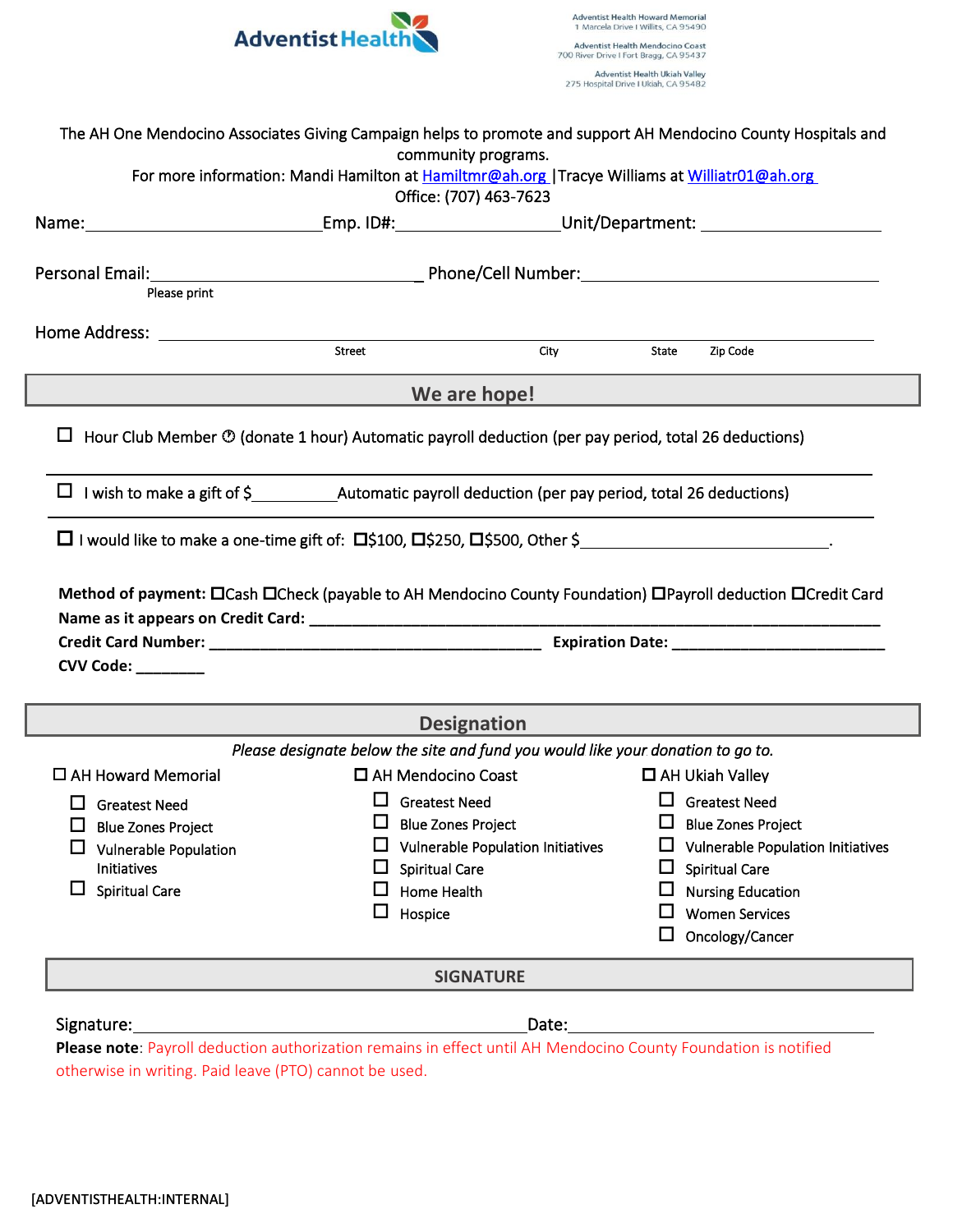Adventist Health

Adventist Health Howard Memorial
1 Marcela Drive I Willits, CA 95490

Adventist Health Mendocino Coast
700 River Drive I Fort Bragg, CA 95437

Adventist Health Ukiah Valley
275 Hospital Drive I Ukiah, CA 95482

The AH One Mendocino Associates Giving Campaign helps to promote and support AH Mendocino County Hospitals and community programs.
For more information: Mandi Hamilton at Hamiltmr@ah.org |Tracye Williams at Williatr01@ah.org
Office: (707) 463-7623

Name:____________________________ Emp. ID#:____________________ Unit/Department: ______________________

Personal Email:_________________________________ Phone/Cell Number:____________________________________
Please print

Home Address: ________________________________________________________________________________
Street City State Zip Code

## We are hope!

☐ Hour Club Member (donate 1 hour) Automatic payroll deduction (per pay period, total 26 deductions)

☐ I wish to make a gift of $__________Automatic payroll deduction (per pay period, total 26 deductions)

☐ I would like to make a one-time gift of: ☐$100, ☐$250, ☐$500, Other $____________________________.

**Method of payment:** ☐Cash ☐Check (payable to AH Mendocino County Foundation) ☐Payroll deduction ☐Credit Card
**Name as it appears on Credit Card:** ________________________________________________________________
**Credit Card Number:** ______________________________________ **Expiration Date:** ________________________
**CVV Code:** ________

## Designation

*Please designate below the site and fund you would like your donation to go to.*

☐ AH Howard Memorial
- ☐ Greatest Need
- ☐ Blue Zones Project
- ☐ Vulnerable Population Initiatives
- ☐ Spiritual Care

☐ AH Mendocino Coast
- ☐ Greatest Need
- ☐ Blue Zones Project
- ☐ Vulnerable Population Initiatives
- ☐ Spiritual Care
- ☐ Home Health
- ☐ Hospice

☐ AH Ukiah Valley
- ☐ Greatest Need
- ☐ Blue Zones Project
- ☐ Vulnerable Population Initiatives
- ☐ Spiritual Care
- ☐ Nursing Education
- ☐ Women Services
- ☐ Oncology/Cancer

## SIGNATURE

Signature:_____________________________________________Date:__________________________________

**Please note**: Payroll deduction authorization remains in effect until AH Mendocino County Foundation is notified otherwise in writing. Paid leave (PTO) cannot be used.

[ADVENTISTHEALTH:INTERNAL]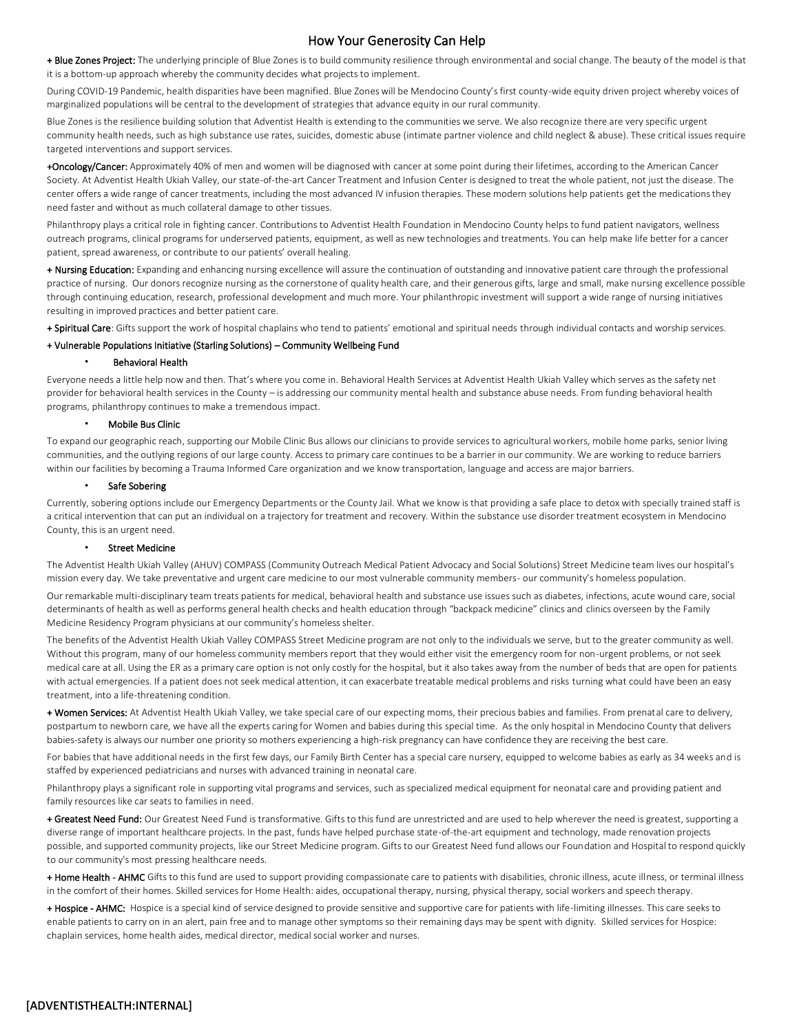# How Your Generosity Can Help

**+ Blue Zones Project:** The underlying principle of Blue Zones is to build community resilience through environmental and social change. The beauty of the model is that it is a bottom-up approach whereby the community decides what projects to implement.

During COVID-19 Pandemic, health disparities have been magnified. Blue Zones will be Mendocino County's first county-wide equity driven project whereby voices of marginalized populations will be central to the development of strategies that advance equity in our rural community.

Blue Zones is the resilience building solution that Adventist Health is extending to the communities we serve. We also recognize there are very specific urgent community health needs, such as high substance use rates, suicides, domestic abuse (intimate partner violence and child neglect & abuse). These critical issues require targeted interventions and support services.

**+Oncology/Cancer:** Approximately 40% of men and women will be diagnosed with cancer at some point during their lifetimes, according to the American Cancer Society. At Adventist Health Ukiah Valley, our state-of-the-art Cancer Treatment and Infusion Center is designed to treat the whole patient, not just the disease. The center offers a wide range of cancer treatments, including the most advanced IV infusion therapies. These modern solutions help patients get the medications they need faster and without as much collateral damage to other tissues.

Philanthropy plays a critical role in fighting cancer. Contributions to Adventist Health Foundation in Mendocino County helps to fund patient navigators, wellness outreach programs, clinical programs for underserved patients, equipment, as well as new technologies and treatments. You can help make life better for a cancer patient, spread awareness, or contribute to our patients' overall healing.

**+ Nursing Education:** Expanding and enhancing nursing excellence will assure the continuation of outstanding and innovative patient care through the professional practice of nursing. Our donors recognize nursing as the cornerstone of quality health care, and their generous gifts, large and small, make nursing excellence possible through continuing education, research, professional development and much more. Your philanthropic investment will support a wide range of nursing initiatives resulting in improved practices and better patient care.

**+ Spiritual Care**: Gifts support the work of hospital chaplains who tend to patients' emotional and spiritual needs through individual contacts and worship services.

**+ Vulnerable Populations Initiative (Starling Solutions) – Community Wellbeing Fund**

- **Behavioral Health**

Everyone needs a little help now and then. That's where you come in. Behavioral Health Services at Adventist Health Ukiah Valley which serves as the safety net provider for behavioral health services in the County – is addressing our community mental health and substance abuse needs. From funding behavioral health programs, philanthropy continues to make a tremendous impact.

- **Mobile Bus Clinic**

To expand our geographic reach, supporting our Mobile Clinic Bus allows our clinicians to provide services to agricultural workers, mobile home parks, senior living communities, and the outlying regions of our large county. Access to primary care continues to be a barrier in our community. We are working to reduce barriers within our facilities by becoming a Trauma Informed Care organization and we know transportation, language and access are major barriers.

- **Safe Sobering**

Currently, sobering options include our Emergency Departments or the County Jail. What we know is that providing a safe place to detox with specially trained staff is a critical intervention that can put an individual on a trajectory for treatment and recovery. Within the substance use disorder treatment ecosystem in Mendocino County, this is an urgent need.

- **Street Medicine**

The Adventist Health Ukiah Valley (AHUV) COMPASS (Community Outreach Medical Patient Advocacy and Social Solutions) Street Medicine team lives our hospital's mission every day. We take preventative and urgent care medicine to our most vulnerable community members- our community's homeless population.

Our remarkable multi-disciplinary team treats patients for medical, behavioral health and substance use issues such as diabetes, infections, acute wound care, social determinants of health as well as performs general health checks and health education through "backpack medicine" clinics and clinics overseen by the Family Medicine Residency Program physicians at our community's homeless shelter.

The benefits of the Adventist Health Ukiah Valley COMPASS Street Medicine program are not only to the individuals we serve, but to the greater community as well. Without this program, many of our homeless community members report that they would either visit the emergency room for non-urgent problems, or not seek medical care at all. Using the ER as a primary care option is not only costly for the hospital, but it also takes away from the number of beds that are open for patients with actual emergencies. If a patient does not seek medical attention, it can exacerbate treatable medical problems and risks turning what could have been an easy treatment, into a life-threatening condition.

**+ Women Services:** At Adventist Health Ukiah Valley, we take special care of our expecting moms, their precious babies and families. From prenatal care to delivery, postpartum to newborn care, we have all the experts caring for Women and babies during this special time. As the only hospital in Mendocino County that delivers babies-safety is always our number one priority so mothers experiencing a high-risk pregnancy can have confidence they are receiving the best care.

For babies that have additional needs in the first few days, our Family Birth Center has a special care nursery, equipped to welcome babies as early as 34 weeks and is staffed by experienced pediatricians and nurses with advanced training in neonatal care.

Philanthropy plays a significant role in supporting vital programs and services, such as specialized medical equipment for neonatal care and providing patient and family resources like car seats to families in need.

**+ Greatest Need Fund:** Our Greatest Need Fund is transformative. Gifts to this fund are unrestricted and are used to help wherever the need is greatest, supporting a diverse range of important healthcare projects. In the past, funds have helped purchase state-of-the-art equipment and technology, made renovation projects possible, and supported community projects, like our Street Medicine program. Gifts to our Greatest Need fund allows our Foundation and Hospital to respond quickly to our community's most pressing healthcare needs.

**+ Home Health - AHMC** Gifts to this fund are used to support providing compassionate care to patients with disabilities, chronic illness, acute illness, or terminal illness in the comfort of their homes. Skilled services for Home Health: aides, occupational therapy, nursing, physical therapy, social workers and speech therapy.

**+ Hospice - AHMC:** Hospice is a special kind of service designed to provide sensitive and supportive care for patients with life-limiting illnesses. This care seeks to enable patients to carry on in an alert, pain free and to manage other symptoms so their remaining days may be spent with dignity. Skilled services for Hospice: chaplain services, home health aides, medical director, medical social worker and nurses.

[ADVENTISTHEALTH:INTERNAL]